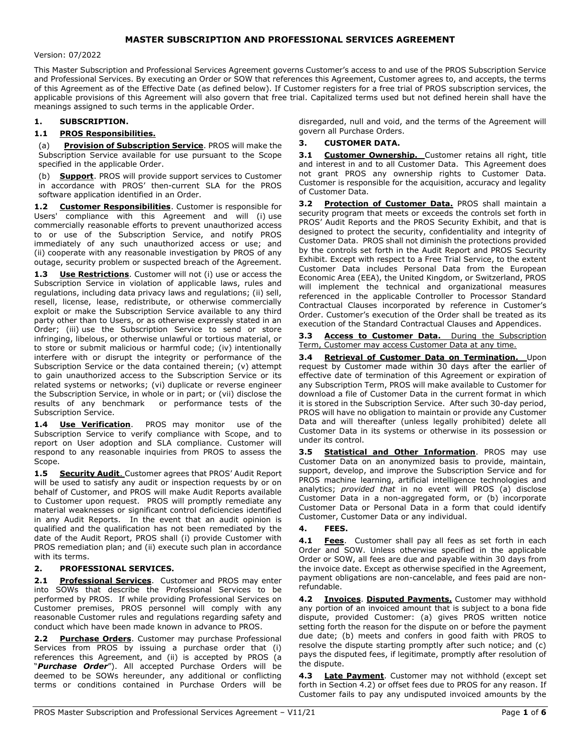# MASTER SUBSCRIPTION AND PROFESSIONAL SERVICES AGREEMENT

Version: 07/2022

This Master Subscription and Professional Services Agreement governs Customer's access to and use of the PROS Subscription Service and Professional Services. By executing an Order or SOW that references this Agreement, Customer agrees to, and accepts, the terms of this Agreement as of the Effective Date (as defined below). If Customer registers for a free trial of PROS subscription services, the applicable provisions of this Agreement will also govern that free trial. Capitalized terms used but not defined herein shall have the meanings assigned to such terms in the applicable Order.

## 1. SUBSCRIPTION.

### 1.1 PROS Responsibilities.

(a) **Provision of Subscription Service**. PROS will make the Subscription Service available for use pursuant to the Scope specified in the applicable Order.

(b) **Support**. PROS will provide support services to Customer in accordance with PROS' then-current SLA for the PROS software application identified in an Order.

**1.2 Customer Responsibilities**. Customer is responsible for Users' compliance with this Agreement and will (i) use commercially reasonable efforts to prevent unauthorized access to or use of the Subscription Service, and notify PROS immediately of any such unauthorized access or use; and (ii) cooperate with any reasonable investigation by PROS of any outage, security problem or suspected breach of the Agreement.

**1.3 Use Restrictions**. Customer will not (i) use or access the Subscription Service in violation of applicable laws, rules and regulations, including data privacy laws and regulations; (ii) sell, resell, license, lease, redistribute, or otherwise commercially exploit or make the Subscription Service available to any third party other than to Users, or as otherwise expressly stated in an Order; (iii) use the Subscription Service to send or store infringing, libelous, or otherwise unlawful or tortious material, or to store or submit malicious or harmful code; (iv) intentionally interfere with or disrupt the integrity or performance of the Subscription Service or the data contained therein; (v) attempt to gain unauthorized access to the Subscription Service or its related systems or networks; (vi) duplicate or reverse engineer the Subscription Service, in whole or in part; or (vii) disclose the results of any benchmark or performance tests of the Subscription Service.

**1.4 Use Verification**. PROS may monitor use of the Subscription Service to verify compliance with Scope, and to report on User adoption and SLA compliance. Customer will respond to any reasonable inquiries from PROS to assess the Scope.

**1.5 Security Audit**. Customer agrees that PROS' Audit Report will be used to satisfy any audit or inspection requests by or on behalf of Customer, and PROS will make Audit Reports available to Customer upon request. PROS will promptly remediate any material weaknesses or significant control deficiencies identified in any Audit Reports. In the event that an audit opinion is qualified and the qualification has not been remediated by the date of the Audit Report, PROS shall (i) provide Customer with PROS remediation plan; and (ii) execute such plan in accordance with its terms.

## 2. PROFESSIONAL SERVICES.

**2.1 Professional Services**. Customer and PROS may enter into SOWs that describe the Professional Services to be performed by PROS. If while providing Professional Services on Customer premises, PROS personnel will comply with any reasonable Customer rules and regulations regarding safety and conduct which have been made known in advance to PROS.

**2.2 Purchase Orders**. Customer may purchase Professional Services from PROS by issuing a purchase order that (i) references this Agreement, and (ii) is accepted by PROS (a "***Purchase Order***"). All accepted Purchase Orders will be deemed to be SOWs hereunder, any additional or conflicting terms or conditions contained in Purchase Orders will be disregarded, null and void, and the terms of the Agreement will govern all Purchase Orders.

## 3. CUSTOMER DATA.

**3.1 Customer Ownership.** Customer retains all right, title and interest in and to all Customer Data. This Agreement does not grant PROS any ownership rights to Customer Data. Customer is responsible for the acquisition, accuracy and legality of Customer Data.

**3.2 Protection of Customer Data.** PROS shall maintain a security program that meets or exceeds the controls set forth in PROS' Audit Reports and the PROS Security Exhibit, and that is designed to protect the security, confidentiality and integrity of Customer Data. PROS shall not diminish the protections provided by the controls set forth in the Audit Report and PROS Security Exhibit. Except with respect to a Free Trial Service, to the extent Customer Data includes Personal Data from the European Economic Area (EEA), the United Kingdom, or Switzerland, PROS will implement the technical and organizational measures referenced in the applicable Controller to Processor Standard Contractual Clauses incorporated by reference in Customer's Order. Customer's execution of the Order shall be treated as its execution of the Standard Contractual Clauses and Appendices.

**3.3 Access to Customer Data.** During the Subscription Term, Customer may access Customer Data at any time.

**3.4 Retrieval of Customer Data on Termination.** Upon request by Customer made within 30 days after the earlier of effective date of termination of this Agreement or expiration of any Subscription Term, PROS will make available to Customer for download a file of Customer Data in the current format in which it is stored in the Subscription Service. After such 30-day period, PROS will have no obligation to maintain or provide any Customer Data and will thereafter (unless legally prohibited) delete all Customer Data in its systems or otherwise in its possession or under its control.

**3.5 Statistical and Other Information**. PROS may use Customer Data on an anonymized basis to provide, maintain, support, develop, and improve the Subscription Service and for PROS machine learning, artificial intelligence technologies and analytics; *provided that* in no event will PROS (a) disclose Customer Data in a non-aggregated form, or (b) incorporate Customer Data or Personal Data in a form that could identify Customer, Customer Data or any individual.

## 4. FEES.

**4.1 Fees**. Customer shall pay all fees as set forth in each Order and SOW. Unless otherwise specified in the applicable Order or SOW, all fees are due and payable within 30 days from the invoice date. Except as otherwise specified in the Agreement, payment obligations are non-cancelable, and fees paid are non-refundable.

**4.2 Invoices**. **Disputed Payments.** Customer may withhold any portion of an invoiced amount that is subject to a bona fide dispute, provided Customer: (a) gives PROS written notice setting forth the reason for the dispute on or before the payment due date; (b) meets and confers in good faith with PROS to resolve the dispute starting promptly after such notice; and (c) pays the disputed fees, if legitimate, promptly after resolution of the dispute.

**4.3 Late Payment**. Customer may not withhold (except set forth in Section 4.2) or offset fees due to PROS for any reason. If Customer fails to pay any undisputed invoiced amounts by the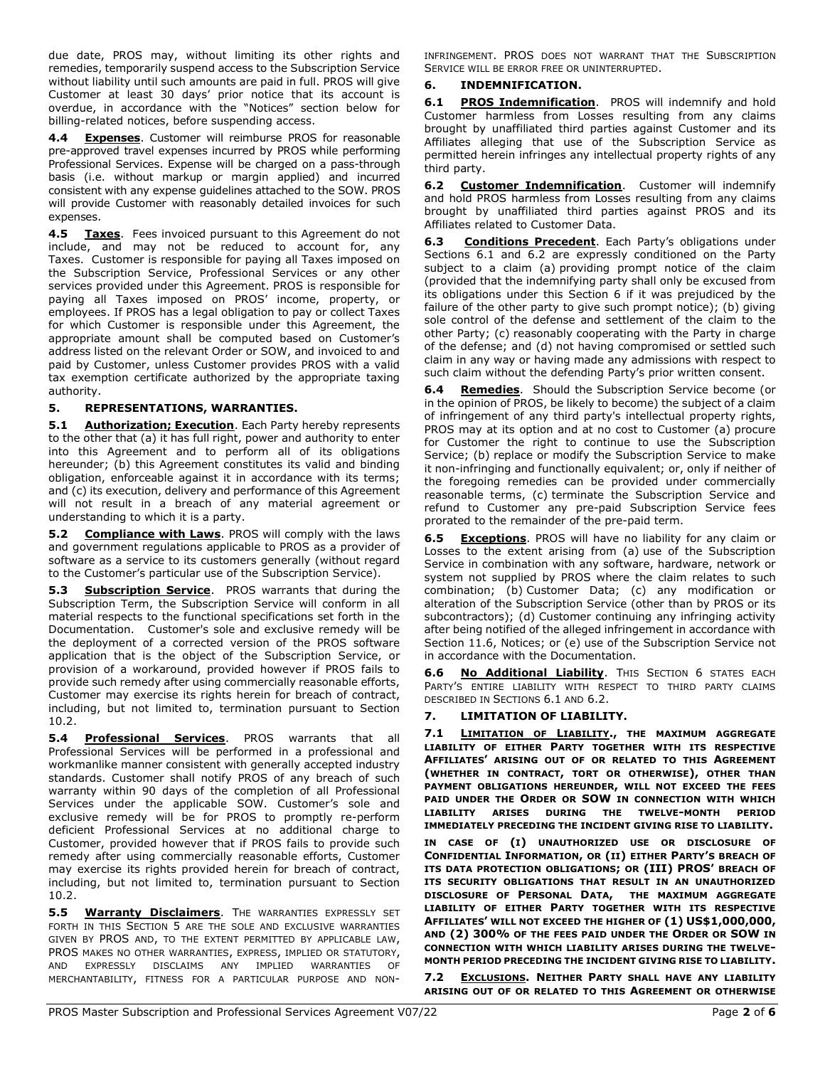due date, PROS may, without limiting its other rights and remedies, temporarily suspend access to the Subscription Service without liability until such amounts are paid in full. PROS will give Customer at least 30 days' prior notice that its account is overdue, in accordance with the "Notices" section below for billing-related notices, before suspending access.

**4.4 Expenses**. Customer will reimburse PROS for reasonable pre-approved travel expenses incurred by PROS while performing Professional Services. Expense will be charged on a pass-through basis (i.e. without markup or margin applied) and incurred consistent with any expense guidelines attached to the SOW. PROS will provide Customer with reasonably detailed invoices for such expenses.

**4.5 Taxes**. Fees invoiced pursuant to this Agreement do not include, and may not be reduced to account for, any Taxes. Customer is responsible for paying all Taxes imposed on the Subscription Service, Professional Services or any other services provided under this Agreement. PROS is responsible for paying all Taxes imposed on PROS' income, property, or employees. If PROS has a legal obligation to pay or collect Taxes for which Customer is responsible under this Agreement, the appropriate amount shall be computed based on Customer's address listed on the relevant Order or SOW, and invoiced to and paid by Customer, unless Customer provides PROS with a valid tax exemption certificate authorized by the appropriate taxing authority.

## 5. REPRESENTATIONS, WARRANTIES.

**5.1 Authorization; Execution**. Each Party hereby represents to the other that (a) it has full right, power and authority to enter into this Agreement and to perform all of its obligations hereunder; (b) this Agreement constitutes its valid and binding obligation, enforceable against it in accordance with its terms; and (c) its execution, delivery and performance of this Agreement will not result in a breach of any material agreement or understanding to which it is a party.

**5.2 Compliance with Laws**. PROS will comply with the laws and government regulations applicable to PROS as a provider of software as a service to its customers generally (without regard to the Customer's particular use of the Subscription Service).

**5.3 Subscription Service**. PROS warrants that during the Subscription Term, the Subscription Service will conform in all material respects to the functional specifications set forth in the Documentation. Customer's sole and exclusive remedy will be the deployment of a corrected version of the PROS software application that is the object of the Subscription Service, or provision of a workaround, provided however if PROS fails to provide such remedy after using commercially reasonable efforts, Customer may exercise its rights herein for breach of contract, including, but not limited to, termination pursuant to Section 10.2.

**5.4 Professional Services**. PROS warrants that all Professional Services will be performed in a professional and workmanlike manner consistent with generally accepted industry standards. Customer shall notify PROS of any breach of such warranty within 90 days of the completion of all Professional Services under the applicable SOW. Customer's sole and exclusive remedy will be for PROS to promptly re-perform deficient Professional Services at no additional charge to Customer, provided however that if PROS fails to provide such remedy after using commercially reasonable efforts, Customer may exercise its rights provided herein for breach of contract, including, but not limited to, termination pursuant to Section 10.2.

**5.5 Warranty Disclaimers**. THE WARRANTIES EXPRESSLY SET FORTH IN THIS SECTION 5 ARE THE SOLE AND EXCLUSIVE WARRANTIES GIVEN BY PROS AND, TO THE EXTENT PERMITTED BY APPLICABLE LAW, PROS MAKES NO OTHER WARRANTIES, EXPRESS, IMPLIED OR STATUTORY, AND EXPRESSLY DISCLAIMS ANY IMPLIED WARRANTIES OF MERCHANTABILITY, FITNESS FOR A PARTICULAR PURPOSE AND NON-INFRINGEMENT. PROS DOES NOT WARRANT THAT THE SUBSCRIPTION SERVICE WILL BE ERROR FREE OR UNINTERRUPTED.

## 6. INDEMNIFICATION.

**6.1 PROS Indemnification**. PROS will indemnify and hold Customer harmless from Losses resulting from any claims brought by unaffiliated third parties against Customer and its Affiliates alleging that use of the Subscription Service as permitted herein infringes any intellectual property rights of any third party.

**6.2 Customer Indemnification**. Customer will indemnify and hold PROS harmless from Losses resulting from any claims brought by unaffiliated third parties against PROS and its Affiliates related to Customer Data.

**6.3 Conditions Precedent**. Each Party's obligations under Sections 6.1 and 6.2 are expressly conditioned on the Party subject to a claim (a) providing prompt notice of the claim (provided that the indemnifying party shall only be excused from its obligations under this Section 6 if it was prejudiced by the failure of the other party to give such prompt notice); (b) giving sole control of the defense and settlement of the claim to the other Party; (c) reasonably cooperating with the Party in charge of the defense; and (d) not having compromised or settled such claim in any way or having made any admissions with respect to such claim without the defending Party's prior written consent.

**6.4 Remedies**. Should the Subscription Service become (or in the opinion of PROS, be likely to become) the subject of a claim of infringement of any third party's intellectual property rights, PROS may at its option and at no cost to Customer (a) procure for Customer the right to continue to use the Subscription Service; (b) replace or modify the Subscription Service to make it non-infringing and functionally equivalent; or, only if neither of the foregoing remedies can be provided under commercially reasonable terms, (c) terminate the Subscription Service and refund to Customer any pre-paid Subscription Service fees prorated to the remainder of the pre-paid term.

**6.5 Exceptions**. PROS will have no liability for any claim or Losses to the extent arising from (a) use of the Subscription Service in combination with any software, hardware, network or system not supplied by PROS where the claim relates to such combination; (b) Customer Data; (c) any modification or alteration of the Subscription Service (other than by PROS or its subcontractors); (d) Customer continuing any infringing activity after being notified of the alleged infringement in accordance with Section 11.6, Notices; or (e) use of the Subscription Service not in accordance with the Documentation.

**6.6 No Additional Liability**. THIS SECTION 6 STATES EACH PARTY'S ENTIRE LIABILITY WITH RESPECT TO THIRD PARTY CLAIMS DESCRIBED IN SECTIONS 6.1 AND 6.2.

## 7. LIMITATION OF LIABILITY.

**7.1 LIMITATION OF LIABILITY., THE MAXIMUM AGGREGATE LIABILITY OF EITHER PARTY TOGETHER WITH ITS RESPECTIVE AFFILIATES' ARISING OUT OF OR RELATED TO THIS AGREEMENT (WHETHER IN CONTRACT, TORT OR OTHERWISE), OTHER THAN PAYMENT OBLIGATIONS HEREUNDER, WILL NOT EXCEED THE FEES PAID UNDER THE ORDER OR SOW IN CONNECTION WITH WHICH LIABILITY ARISES DURING THE TWELVE-MONTH PERIOD IMMEDIATELY PRECEDING THE INCIDENT GIVING RISE TO LIABILITY.**

**IN CASE OF (I) UNAUTHORIZED USE OR DISCLOSURE OF CONFIDENTIAL INFORMATION, OR (II) EITHER PARTY'S BREACH OF ITS DATA PROTECTION OBLIGATIONS; OR (III) PROS' BREACH OF ITS SECURITY OBLIGATIONS THAT RESULT IN AN UNAUTHORIZED DISCLOSURE OF PERSONAL DATA, THE MAXIMUM AGGREGATE LIABILITY OF EITHER PARTY TOGETHER WITH ITS RESPECTIVE AFFILIATES' WILL NOT EXCEED THE HIGHER OF (1) US$1,000,000, AND (2) 300% OF THE FEES PAID UNDER THE ORDER OR SOW IN CONNECTION WITH WHICH LIABILITY ARISES DURING THE TWELVE-MONTH PERIOD PRECEDING THE INCIDENT GIVING RISE TO LIABILITY.**

**7.2 EXCLUSIONS. NEITHER PARTY SHALL HAVE ANY LIABILITY ARISING OUT OF OR RELATED TO THIS AGREEMENT OR OTHERWISE**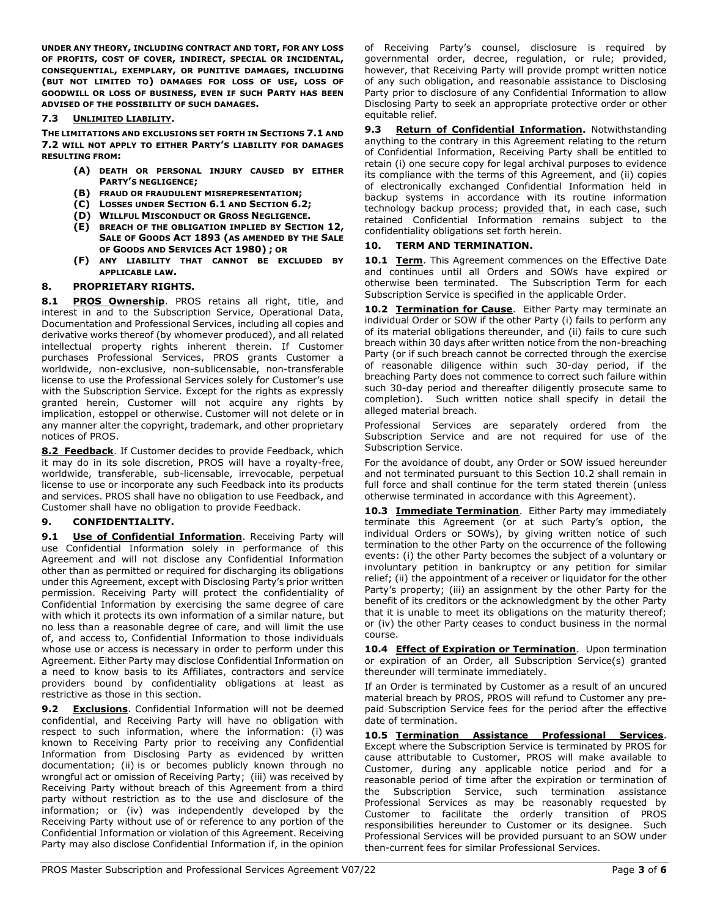**UNDER ANY THEORY, INCLUDING CONTRACT AND TORT, FOR ANY LOSS OF PROFITS, COST OF COVER, INDIRECT, SPECIAL OR INCIDENTAL, CONSEQUENTIAL, EXEMPLARY, OR PUNITIVE DAMAGES, INCLUDING (BUT NOT LIMITED TO) DAMAGES FOR LOSS OF USE, LOSS OF GOODWILL OR LOSS OF BUSINESS, EVEN IF SUCH PARTY HAS BEEN ADVISED OF THE POSSIBILITY OF SUCH DAMAGES.**

### 7.3 UNLIMITED LIABILITY.

**THE LIMITATIONS AND EXCLUSIONS SET FORTH IN SECTIONS 7.1 AND 7.2 WILL NOT APPLY TO EITHER PARTY'S LIABILITY FOR DAMAGES RESULTING FROM:**

- **(A) DEATH OR PERSONAL INJURY CAUSED BY EITHER PARTY'S NEGLIGENCE;**
- **(B) FRAUD OR FRAUDULENT MISREPRESENTATION;**
- **(C) LOSSES UNDER SECTION 6.1 AND SECTION 6.2;**
- **(D) WILLFUL MISCONDUCT OR GROSS NEGLIGENCE.**
- **(E) BREACH OF THE OBLIGATION IMPLIED BY SECTION 12, SALE OF GOODS ACT 1893 (AS AMENDED BY THE SALE OF GOODS AND SERVICES ACT 1980) ; OR**
- **(F) ANY LIABILITY THAT CANNOT BE EXCLUDED BY APPLICABLE LAW.**

### 8. PROPRIETARY RIGHTS.

**8.1 PROS Ownership**. PROS retains all right, title, and interest in and to the Subscription Service, Operational Data, Documentation and Professional Services, including all copies and derivative works thereof (by whomever produced), and all related intellectual property rights inherent therein. If Customer purchases Professional Services, PROS grants Customer a worldwide, non-exclusive, non-sublicensable, non-transferable license to use the Professional Services solely for Customer's use with the Subscription Service. Except for the rights as expressly granted herein, Customer will not acquire any rights by implication, estoppel or otherwise. Customer will not delete or in any manner alter the copyright, trademark, and other proprietary notices of PROS.

**8.2 Feedback**. If Customer decides to provide Feedback, which it may do in its sole discretion, PROS will have a royalty-free, worldwide, transferable, sub-licensable, irrevocable, perpetual license to use or incorporate any such Feedback into its products and services. PROS shall have no obligation to use Feedback, and Customer shall have no obligation to provide Feedback.

### 9. CONFIDENTIALITY.

**9.1 Use of Confidential Information**. Receiving Party will use Confidential Information solely in performance of this Agreement and will not disclose any Confidential Information other than as permitted or required for discharging its obligations under this Agreement, except with Disclosing Party's prior written permission. Receiving Party will protect the confidentiality of Confidential Information by exercising the same degree of care with which it protects its own information of a similar nature, but no less than a reasonable degree of care, and will limit the use of, and access to, Confidential Information to those individuals whose use or access is necessary in order to perform under this Agreement. Either Party may disclose Confidential Information on a need to know basis to its Affiliates, contractors and service providers bound by confidentiality obligations at least as restrictive as those in this section.

**9.2 Exclusions**. Confidential Information will not be deemed confidential, and Receiving Party will have no obligation with respect to such information, where the information: (i) was known to Receiving Party prior to receiving any Confidential Information from Disclosing Party as evidenced by written documentation; (ii) is or becomes publicly known through no wrongful act or omission of Receiving Party; (iii) was received by Receiving Party without breach of this Agreement from a third party without restriction as to the use and disclosure of the information; or (iv) was independently developed by the Receiving Party without use of or reference to any portion of the Confidential Information or violation of this Agreement. Receiving Party may also disclose Confidential Information if, in the opinion of Receiving Party's counsel, disclosure is required by governmental order, decree, regulation, or rule; provided, however, that Receiving Party will provide prompt written notice of any such obligation, and reasonable assistance to Disclosing Party prior to disclosure of any Confidential Information to allow Disclosing Party to seek an appropriate protective order or other equitable relief.

**9.3 Return of Confidential Information.** Notwithstanding anything to the contrary in this Agreement relating to the return of Confidential Information, Receiving Party shall be entitled to retain (i) one secure copy for legal archival purposes to evidence its compliance with the terms of this Agreement, and (ii) copies of electronically exchanged Confidential Information held in backup systems in accordance with its routine information technology backup process; provided that, in each case, such retained Confidential Information remains subject to the confidentiality obligations set forth herein.

### 10. TERM AND TERMINATION.

**10.1 Term**. This Agreement commences on the Effective Date and continues until all Orders and SOWs have expired or otherwise been terminated. The Subscription Term for each Subscription Service is specified in the applicable Order.

**10.2 Termination for Cause**. Either Party may terminate an individual Order or SOW if the other Party (i) fails to perform any of its material obligations thereunder, and (ii) fails to cure such breach within 30 days after written notice from the non-breaching Party (or if such breach cannot be corrected through the exercise of reasonable diligence within such 30-day period, if the breaching Party does not commence to correct such failure within such 30-day period and thereafter diligently prosecute same to completion). Such written notice shall specify in detail the alleged material breach.

Professional Services are separately ordered from the Subscription Service and are not required for use of the Subscription Service.

For the avoidance of doubt, any Order or SOW issued hereunder and not terminated pursuant to this Section 10.2 shall remain in full force and shall continue for the term stated therein (unless otherwise terminated in accordance with this Agreement).

**10.3 Immediate Termination**. Either Party may immediately terminate this Agreement (or at such Party's option, the individual Orders or SOWs), by giving written notice of such termination to the other Party on the occurrence of the following events: (i) the other Party becomes the subject of a voluntary or involuntary petition in bankruptcy or any petition for similar relief; (ii) the appointment of a receiver or liquidator for the other Party's property; (iii) an assignment by the other Party for the benefit of its creditors or the acknowledgment by the other Party that it is unable to meet its obligations on the maturity thereof; or (iv) the other Party ceases to conduct business in the normal course.

**10.4 Effect of Expiration or Termination**. Upon termination or expiration of an Order, all Subscription Service(s) granted thereunder will terminate immediately.

If an Order is terminated by Customer as a result of an uncured material breach by PROS, PROS will refund to Customer any pre-paid Subscription Service fees for the period after the effective date of termination.

**10.5 Termination Assistance Professional Services**. Except where the Subscription Service is terminated by PROS for cause attributable to Customer, PROS will make available to Customer, during any applicable notice period and for a reasonable period of time after the expiration or termination of the Subscription Service, such termination assistance Professional Services as may be reasonably requested by Customer to facilitate the orderly transition of PROS responsibilities hereunder to Customer or its designee. Such Professional Services will be provided pursuant to an SOW under then-current fees for similar Professional Services.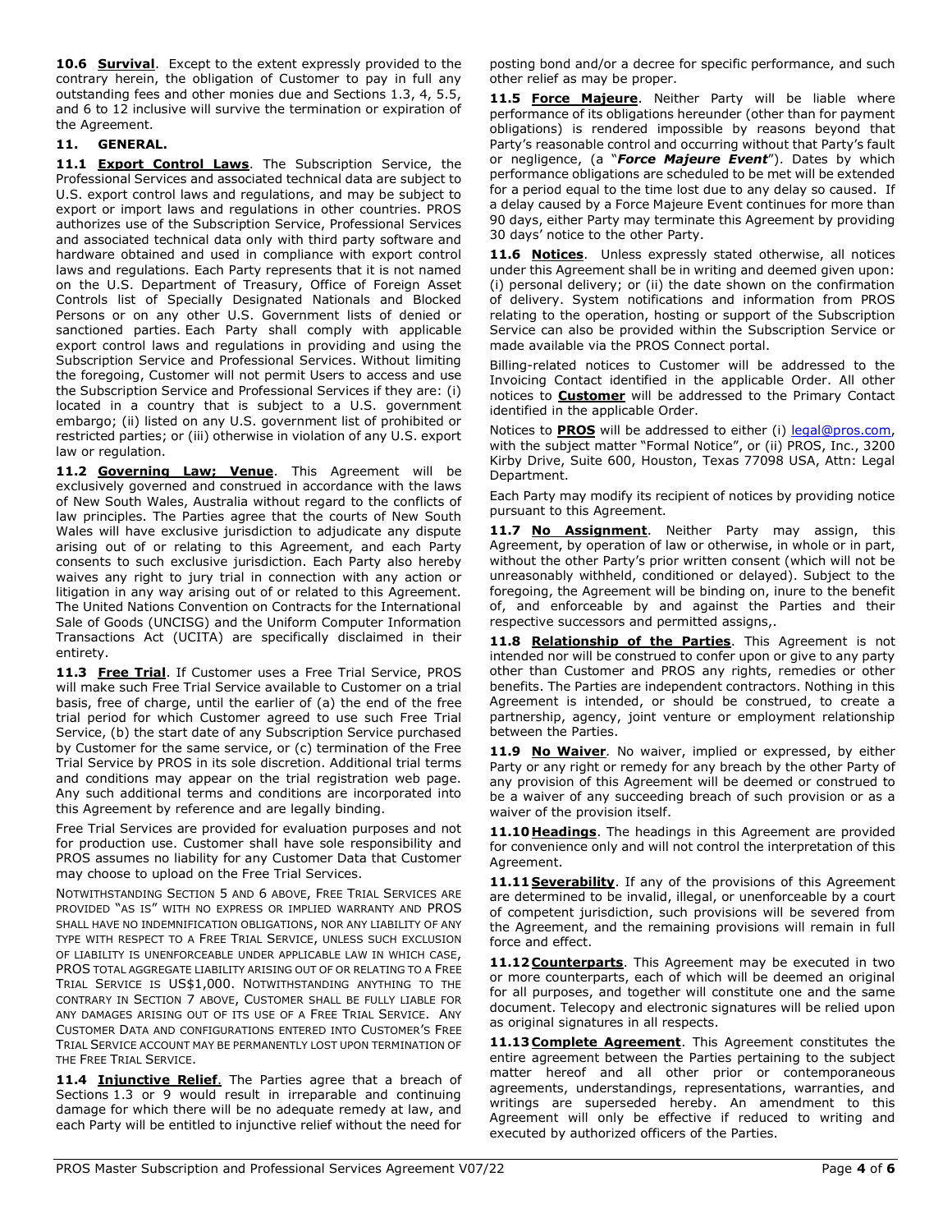**10.6 Survival**. Except to the extent expressly provided to the contrary herein, the obligation of Customer to pay in full any outstanding fees and other monies due and Sections 1.3, 4, 5.5, and 6 to 12 inclusive will survive the termination or expiration of the Agreement.

## 11. GENERAL.

**11.1 Export Control Laws**. The Subscription Service, the Professional Services and associated technical data are subject to U.S. export control laws and regulations, and may be subject to export or import laws and regulations in other countries. PROS authorizes use of the Subscription Service, Professional Services and associated technical data only with third party software and hardware obtained and used in compliance with export control laws and regulations. Each Party represents that it is not named on the U.S. Department of Treasury, Office of Foreign Asset Controls list of Specially Designated Nationals and Blocked Persons or on any other U.S. Government lists of denied or sanctioned parties. Each Party shall comply with applicable export control laws and regulations in providing and using the Subscription Service and Professional Services. Without limiting the foregoing, Customer will not permit Users to access and use the Subscription Service and Professional Services if they are: (i) located in a country that is subject to a U.S. government embargo; (ii) listed on any U.S. government list of prohibited or restricted parties; or (iii) otherwise in violation of any U.S. export law or regulation.

**11.2 Governing Law; Venue**. This Agreement will be exclusively governed and construed in accordance with the laws of New South Wales, Australia without regard to the conflicts of law principles. The Parties agree that the courts of New South Wales will have exclusive jurisdiction to adjudicate any dispute arising out of or relating to this Agreement, and each Party consents to such exclusive jurisdiction. Each Party also hereby waives any right to jury trial in connection with any action or litigation in any way arising out of or related to this Agreement. The United Nations Convention on Contracts for the International Sale of Goods (UNCISG) and the Uniform Computer Information Transactions Act (UCITA) are specifically disclaimed in their entirety.

**11.3 Free Trial**. If Customer uses a Free Trial Service, PROS will make such Free Trial Service available to Customer on a trial basis, free of charge, until the earlier of (a) the end of the free trial period for which Customer agreed to use such Free Trial Service, (b) the start date of any Subscription Service purchased by Customer for the same service, or (c) termination of the Free Trial Service by PROS in its sole discretion. Additional trial terms and conditions may appear on the trial registration web page. Any such additional terms and conditions are incorporated into this Agreement by reference and are legally binding.

Free Trial Services are provided for evaluation purposes and not for production use. Customer shall have sole responsibility and PROS assumes no liability for any Customer Data that Customer may choose to upload on the Free Trial Services.

NOTWITHSTANDING SECTION 5 AND 6 ABOVE, FREE TRIAL SERVICES ARE PROVIDED "AS IS" WITH NO EXPRESS OR IMPLIED WARRANTY AND PROS SHALL HAVE NO INDEMNIFICATION OBLIGATIONS, NOR ANY LIABILITY OF ANY TYPE WITH RESPECT TO A FREE TRIAL SERVICE, UNLESS SUCH EXCLUSION OF LIABILITY IS UNENFORCEABLE UNDER APPLICABLE LAW IN WHICH CASE, PROS TOTAL AGGREGATE LIABILITY ARISING OUT OF OR RELATING TO A FREE TRIAL SERVICE IS US$1,000. NOTWITHSTANDING ANYTHING TO THE CONTRARY IN SECTION 7 ABOVE, CUSTOMER SHALL BE FULLY LIABLE FOR ANY DAMAGES ARISING OUT OF ITS USE OF A FREE TRIAL SERVICE. ANY CUSTOMER DATA AND CONFIGURATIONS ENTERED INTO CUSTOMER'S FREE TRIAL SERVICE ACCOUNT MAY BE PERMANENTLY LOST UPON TERMINATION OF THE FREE TRIAL SERVICE.

**11.4 Injunctive Relief**. The Parties agree that a breach of Sections 1.3 or 9 would result in irreparable and continuing damage for which there will be no adequate remedy at law, and each Party will be entitled to injunctive relief without the need for posting bond and/or a decree for specific performance, and such other relief as may be proper.

**11.5 Force Majeure**. Neither Party will be liable where performance of its obligations hereunder (other than for payment obligations) is rendered impossible by reasons beyond that Party's reasonable control and occurring without that Party's fault or negligence, (a "***Force Majeure Event***"). Dates by which performance obligations are scheduled to be met will be extended for a period equal to the time lost due to any delay so caused. If a delay caused by a Force Majeure Event continues for more than 90 days, either Party may terminate this Agreement by providing 30 days' notice to the other Party.

**11.6 Notices**. Unless expressly stated otherwise, all notices under this Agreement shall be in writing and deemed given upon: (i) personal delivery; or (ii) the date shown on the confirmation of delivery. System notifications and information from PROS relating to the operation, hosting or support of the Subscription Service can also be provided within the Subscription Service or made available via the PROS Connect portal.

Billing-related notices to Customer will be addressed to the Invoicing Contact identified in the applicable Order. All other notices to **Customer** will be addressed to the Primary Contact identified in the applicable Order.

Notices to **PROS** will be addressed to either (i) legal@pros.com, with the subject matter "Formal Notice", or (ii) PROS, Inc., 3200 Kirby Drive, Suite 600, Houston, Texas 77098 USA, Attn: Legal Department.

Each Party may modify its recipient of notices by providing notice pursuant to this Agreement.

**11.7 No Assignment**. Neither Party may assign, this Agreement, by operation of law or otherwise, in whole or in part, without the other Party's prior written consent (which will not be unreasonably withheld, conditioned or delayed). Subject to the foregoing, the Agreement will be binding on, inure to the benefit of, and enforceable by and against the Parties and their respective successors and permitted assigns,.

**11.8 Relationship of the Parties**. This Agreement is not intended nor will be construed to confer upon or give to any party other than Customer and PROS any rights, remedies or other benefits. The Parties are independent contractors. Nothing in this Agreement is intended, or should be construed, to create a partnership, agency, joint venture or employment relationship between the Parties.

**11.9 No Waiver**. No waiver, implied or expressed, by either Party or any right or remedy for any breach by the other Party of any provision of this Agreement will be deemed or construed to be a waiver of any succeeding breach of such provision or as a waiver of the provision itself.

**11.10 Headings**. The headings in this Agreement are provided for convenience only and will not control the interpretation of this Agreement.

**11.11 Severability**. If any of the provisions of this Agreement are determined to be invalid, illegal, or unenforceable by a court of competent jurisdiction, such provisions will be severed from the Agreement, and the remaining provisions will remain in full force and effect.

**11.12 Counterparts**. This Agreement may be executed in two or more counterparts, each of which will be deemed an original for all purposes, and together will constitute one and the same document. Telecopy and electronic signatures will be relied upon as original signatures in all respects.

**11.13 Complete Agreement**. This Agreement constitutes the entire agreement between the Parties pertaining to the subject matter hereof and all other prior or contemporaneous agreements, understandings, representations, warranties, and writings are superseded hereby. An amendment to this Agreement will only be effective if reduced to writing and executed by authorized officers of the Parties.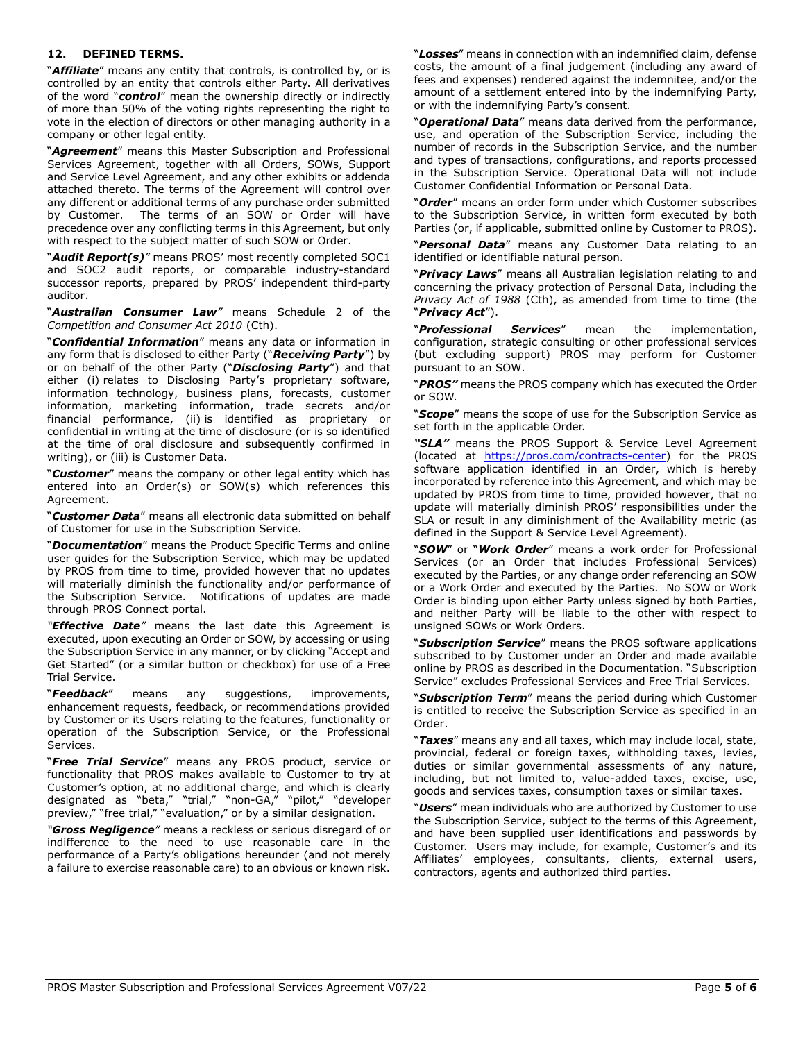## 12. DEFINED TERMS.

"***Affiliate***" means any entity that controls, is controlled by, or is controlled by an entity that controls either Party. All derivatives of the word "***control***" mean the ownership directly or indirectly of more than 50% of the voting rights representing the right to vote in the election of directors or other managing authority in a company or other legal entity.

"***Agreement***" means this Master Subscription and Professional Services Agreement, together with all Orders, SOWs, Support and Service Level Agreement, and any other exhibits or addenda attached thereto. The terms of the Agreement will control over any different or additional terms of any purchase order submitted by Customer. The terms of an SOW or Order will have precedence over any conflicting terms in this Agreement, but only with respect to the subject matter of such SOW or Order.

"***Audit Report(s)***" means PROS' most recently completed SOC1 and SOC2 audit reports, or comparable industry-standard successor reports, prepared by PROS' independent third-party auditor.

"***Australian Consumer Law***" means Schedule 2 of the *Competition and Consumer Act 2010* (Cth).

"***Confidential Information***" means any data or information in any form that is disclosed to either Party ("***Receiving Party***") by or on behalf of the other Party ("***Disclosing Party***") and that either (i) relates to Disclosing Party's proprietary software, information technology, business plans, forecasts, customer information, marketing information, trade secrets and/or financial performance, (ii) is identified as proprietary or confidential in writing at the time of disclosure (or is so identified at the time of oral disclosure and subsequently confirmed in writing), or (iii) is Customer Data.

"***Customer***" means the company or other legal entity which has entered into an Order(s) or SOW(s) which references this Agreement.

"***Customer Data***" means all electronic data submitted on behalf of Customer for use in the Subscription Service.

"***Documentation***" means the Product Specific Terms and online user guides for the Subscription Service, which may be updated by PROS from time to time, provided however that no updates will materially diminish the functionality and/or performance of the Subscription Service. Notifications of updates are made through PROS Connect portal.

"***Effective Date***" means the last date this Agreement is executed, upon executing an Order or SOW, by accessing or using the Subscription Service in any manner, or by clicking "Accept and Get Started" (or a similar button or checkbox) for use of a Free Trial Service.

"***Feedback***" means any suggestions, improvements, enhancement requests, feedback, or recommendations provided by Customer or its Users relating to the features, functionality or operation of the Subscription Service, or the Professional Services.

"***Free Trial Service***" means any PROS product, service or functionality that PROS makes available to Customer to try at Customer's option, at no additional charge, and which is clearly designated as "beta," "trial," "non-GA," "pilot," "developer preview," "free trial," "evaluation," or by a similar designation.

"***Gross Negligence***" means a reckless or serious disregard of or indifference to the need to use reasonable care in the performance of a Party's obligations hereunder (and not merely a failure to exercise reasonable care) to an obvious or known risk.

"***Losses***" means in connection with an indemnified claim, defense costs, the amount of a final judgement (including any award of fees and expenses) rendered against the indemnitee, and/or the amount of a settlement entered into by the indemnifying Party, or with the indemnifying Party's consent.

"***Operational Data***" means data derived from the performance, use, and operation of the Subscription Service, including the number of records in the Subscription Service, and the number and types of transactions, configurations, and reports processed in the Subscription Service. Operational Data will not include Customer Confidential Information or Personal Data.

"***Order***" means an order form under which Customer subscribes to the Subscription Service, in written form executed by both Parties (or, if applicable, submitted online by Customer to PROS).

"***Personal Data***" means any Customer Data relating to an identified or identifiable natural person.

"***Privacy Laws***" means all Australian legislation relating to and concerning the privacy protection of Personal Data, including the *Privacy Act of 1988* (Cth), as amended from time to time (the "***Privacy Act***").

"***Professional Services***" mean the implementation, configuration, strategic consulting or other professional services (but excluding support) PROS may perform for Customer pursuant to an SOW.

"***PROS***" means the PROS company which has executed the Order or SOW.

"***Scope***" means the scope of use for the Subscription Service as set forth in the applicable Order.

"***SLA***" means the PROS Support & Service Level Agreement (located at https://pros.com/contracts-center) for the PROS software application identified in an Order, which is hereby incorporated by reference into this Agreement, and which may be updated by PROS from time to time, provided however, that no update will materially diminish PROS' responsibilities under the SLA or result in any diminishment of the Availability metric (as defined in the Support & Service Level Agreement).

"***SOW***" or "***Work Order***" means a work order for Professional Services (or an Order that includes Professional Services) executed by the Parties, or any change order referencing an SOW or a Work Order and executed by the Parties. No SOW or Work Order is binding upon either Party unless signed by both Parties, and neither Party will be liable to the other with respect to unsigned SOWs or Work Orders.

"***Subscription Service***" means the PROS software applications subscribed to by Customer under an Order and made available online by PROS as described in the Documentation. "Subscription Service" excludes Professional Services and Free Trial Services.

"***Subscription Term***" means the period during which Customer is entitled to receive the Subscription Service as specified in an Order.

"***Taxes***" means any and all taxes, which may include local, state, provincial, federal or foreign taxes, withholding taxes, levies, duties or similar governmental assessments of any nature, including, but not limited to, value-added taxes, excise, use, goods and services taxes, consumption taxes or similar taxes.

"***Users***" mean individuals who are authorized by Customer to use the Subscription Service, subject to the terms of this Agreement, and have been supplied user identifications and passwords by Customer. Users may include, for example, Customer's and its Affiliates' employees, consultants, clients, external users, contractors, agents and authorized third parties.